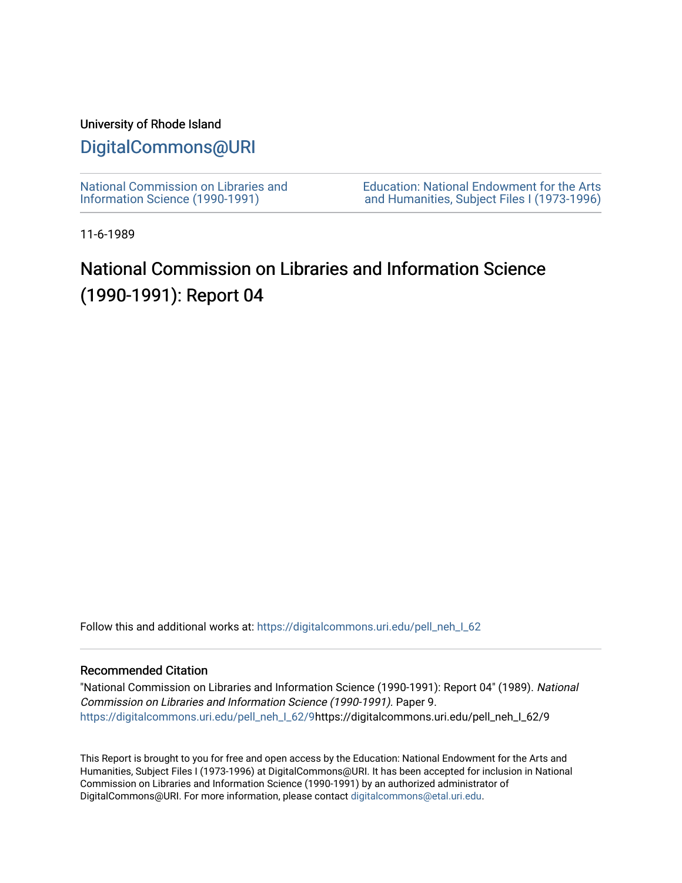University of Rhode Island

# DigitalCommons@URI

National Commission on Libraries and Information Science (1990-1991)

Education: National Endowment for the Arts and Humanities, Subject Files I (1973-1996)

11-6-1989

# National Commission on Libraries and Information Science (1990-1991): Report 04

Follow this and additional works at: https://digitalcommons.uri.edu/pell_neh_I_62

## Recommended Citation

"National Commission on Libraries and Information Science (1990-1991): Report 04" (1989). *National Commission on Libraries and Information Science (1990-1991).* Paper 9.
https://digitalcommons.uri.edu/pell_neh_I_62/9https://digitalcommons.uri.edu/pell_neh_I_62/9

This Report is brought to you for free and open access by the Education: National Endowment for the Arts and Humanities, Subject Files I (1973-1996) at DigitalCommons@URI. It has been accepted for inclusion in National Commission on Libraries and Information Science (1990-1991) by an authorized administrator of DigitalCommons@URI. For more information, please contact digitalcommons@etal.uri.edu.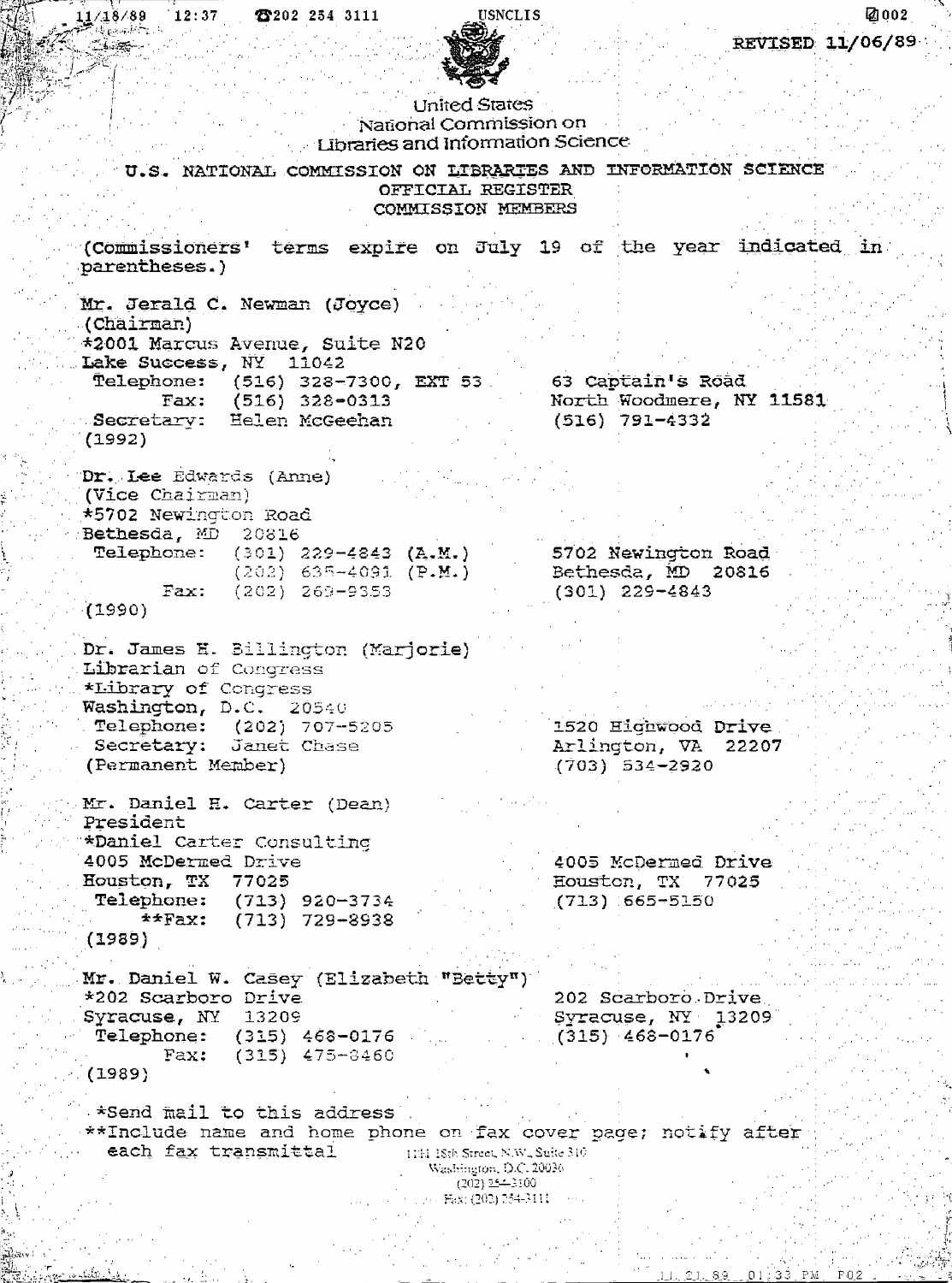REVISED 11/06/89

United States National Commission on Libraries and Information Science

# U.S. NATIONAL COMMISSION ON LIBRARIES AND INFORMATION SCIENCE
## OFFICIAL REGISTER
## COMMISSION MEMBERS

(Commissioners' terms expire on July 19 of the year indicated in parentheses.)

| | |
|---|---|
| Mr. Jerald C. Newman (Joyce)<br>(Chairman)<br>*2001 Marcus Avenue, Suite N20<br>Lake Success, NY 11042<br>Telephone: (516) 328-7300, EXT 53<br>Fax: (516) 328-0313<br>Secretary: Helen McGeehan<br>(1992) | 63 Captain's Road<br>North Woodmere, NY 11581<br>(516) 791-4332 |
| Dr. Lee Edwards (Anne)<br>(Vice Chairman)<br>*5702 Newington Road<br>Bethesda, MD 20816<br>Telephone: (301) 229-4843 (A.M.)<br>(202) 635-4091 (P.M.)<br>Fax: (202) 269-9353<br>(1990) | 5702 Newington Road<br>Bethesda, MD 20816<br>(301) 229-4843 |
| Dr. James H. Billington (Marjorie)<br>Librarian of Congress<br>*Library of Congress<br>Washington, D.C. 20540<br>Telephone: (202) 707-5205<br>Secretary: Janet Chase<br>(Permanent Member) | 1520 Highwood Drive<br>Arlington, VA 22207<br>(703) 534-2920 |
| Mr. Daniel H. Carter (Dean)<br>President<br>*Daniel Carter Consulting<br>4005 McDermed Drive<br>Houston, TX 77025<br>Telephone: (713) 920-3734<br>**Fax: (713) 729-8938<br>(1989) | 4005 McDermed Drive<br>Houston, TX 77025<br>(713) 665-5150 |
| Mr. Daniel W. Casey (Elizabeth "Betty")<br>*202 Scarboro Drive<br>Syracuse, NY 13209<br>Telephone: (315) 468-0176<br>Fax: (315) 475-8460<br>(1989) | 202 Scarboro Drive<br>Syracuse, NY 13209<br>(315) 468-0176 |

*Send mail to this address
**Include name and home phone on fax cover page; notify after each fax transmittal

1111 18th Street, N.W., Suite 310
Washington, D.C. 20036
(202) 254-3100
Fax: (202) 254-3111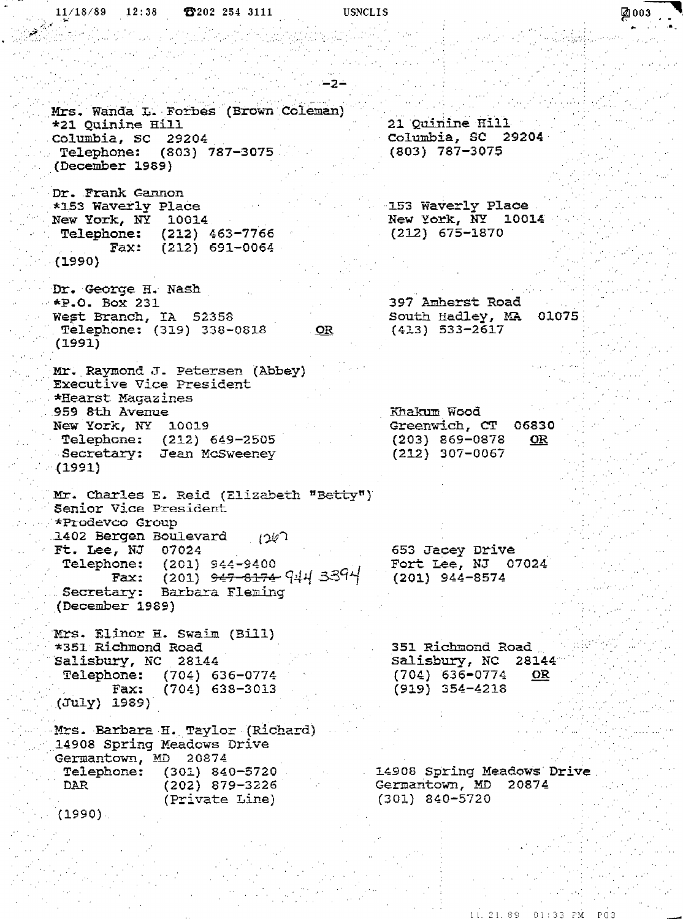Mrs. Wanda L. Forbes (Brown Coleman)
*21 Quinine Hill
Columbia, SC 29204
Telephone: (803) 787-3075
(December 1989)

21 Quinine Hill
Columbia, SC 29204
(803) 787-3075

Dr. Frank Gannon
*153 Waverly Place
New York, NY 10014
Telephone: (212) 463-7766
Fax: (212) 691-0064
(1990)

153 Waverly Place
New York, NY 10014
(212) 675-1870

Dr. George H. Nash
*P.O. Box 231
West Branch, IA 52358
Telephone: (319) 338-0818 **OR**
(1991)

397 Amherst Road
South Hadley, MA 01075
(413) 533-2617

Mr. Raymond J. Petersen (Abbey)
Executive Vice President
*Hearst Magazines
959 8th Avenue
New York, NY 10019
Telephone: (212) 649-2505
Secretary: Jean McSweeney
(1991)

Khakum Wood
Greenwich, CT 06830
(203) 869-0878 **OR**
(212) 307-0067

Mr. Charles E. Reid (Elizabeth "Betty")
Senior Vice President
*Prodevco Group
1402 Bergen Boulevard (2W)
Ft. Lee, NJ 07024
Telephone: (201) 944-9400
Fax: (201) ~~947-8174~~ 944 3394
Secretary: Barbara Fleming
(December 1989)

653 Jacey Drive
Fort Lee, NJ 07024
(201) 944-8574

Mrs. Elinor H. Swaim (Bill)
*351 Richmond Road
Salisbury, NC 28144
Telephone: (704) 636-0774
Fax: (704) 638-3013
(July) 1989)

351 Richmond Road
Salisbury, NC 28144
(704) 636-0774 **OR**
(919) 354-4218

Mrs. Barbara H. Taylor (Richard)
14908 Spring Meadows Drive
Germantown, MD 20874
Telephone: (301) 840-5720
DAR (202) 879-3226
(Private Line)
(1990)

14908 Spring Meadows Drive
Germantown, MD 20874
(301) 840-5720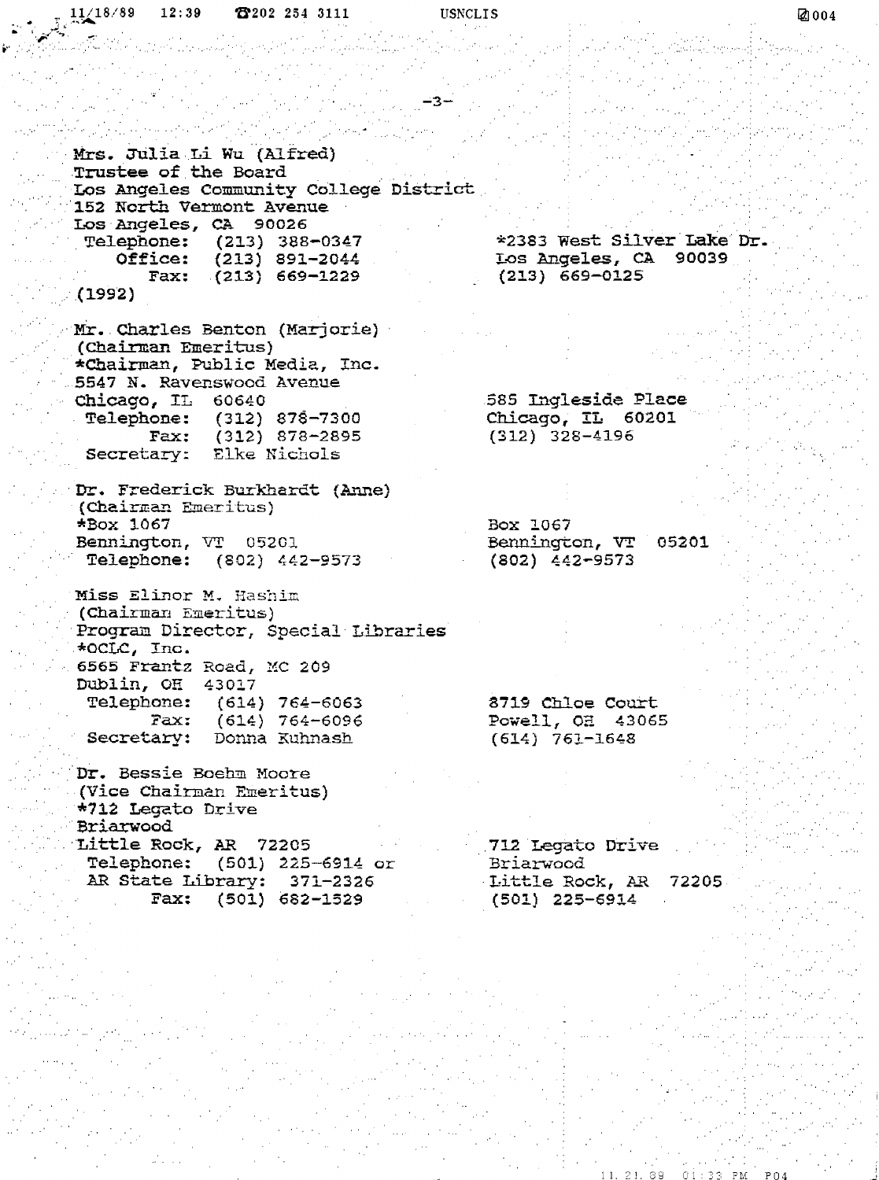Mrs. Julia Li Wu (Alfred)
Trustee of the Board
Los Angeles Community College District
152 North Vermont Avenue
Los Angeles, CA 90026
Telephone: (213) 388-0347
Office: (213) 891-2044
Fax: (213) 669-1229
(1992)

*2383 West Silver Lake Dr.
Los Angeles, CA 90039
(213) 669-0125

Mr. Charles Benton (Marjorie)
(Chairman Emeritus)
*Chairman, Public Media, Inc.
5547 N. Ravenswood Avenue
Chicago, IL 60640
Telephone: (312) 878-7300
Fax: (312) 878-2895
Secretary: Elke Nichols

585 Ingleside Place
Chicago, IL 60201
(312) 328-4196

Dr. Frederick Burkhardt (Anne)
(Chairman Emeritus)
*Box 1067
Bennington, VT 05201
Telephone: (802) 442-9573

Box 1067
Bennington, VT 05201
(802) 442-9573

Miss Elinor M. Hashim
(Chairman Emeritus)
Program Director, Special Libraries
*OCLC, Inc.
6565 Frantz Road, MC 209
Dublin, OH 43017
Telephone: (614) 764-6063
Fax: (614) 764-6096
Secretary: Donna Kuhnash

8719 Chloe Court
Powell, OH 43065
(614) 761-1648

Dr. Bessie Boehm Moore
(Vice Chairman Emeritus)
*712 Legato Drive
Briarwood
Little Rock, AR 72205
Telephone: (501) 225-6914 or
AR State Library: 371-2326
Fax: (501) 682-1529

712 Legato Drive
Briarwood
Little Rock, AR 72205
(501) 225-6914